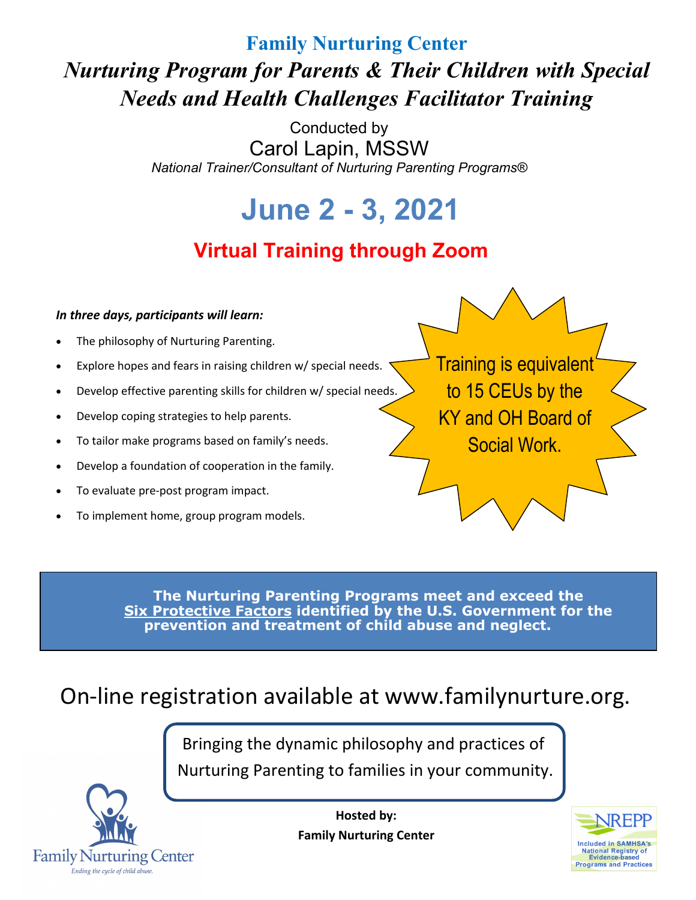# Family Nurturing Center

## *Nurturing Program for Parents & Their Children with Special Needs and Health Challenges Facilitator Training*

Conducted by

Carol Lapin, MSSW

*National Trainer/Consultant of Nurturing Parenting Programs®*

# June 2 - 3, 2021

## Virtual Training through Zoom

***In three days, participants will learn:***

- The philosophy of Nurturing Parenting.
- Explore hopes and fears in raising children w/ special needs.
- Develop effective parenting skills for children w/ special needs.
- Develop coping strategies to help parents.
- To tailor make programs based on family's needs.
- Develop a foundation of cooperation in the family.
- To evaluate pre-post program impact.
- To implement home, group program models.

Training is equivalent to 15 CEUs by the KY and OH Board of Social Work.

**The Nurturing Parenting Programs meet and exceed the Six Protective Factors identified by the U.S. Government for the prevention and treatment of child abuse and neglect.**

On-line registration available at www.familynurture.org.

Bringing the dynamic philosophy and practices of Nurturing Parenting to families in your community.

**Hosted by:**
**Family Nurturing Center**

Family Nurturing Center
*Ending the cycle of child abuse.*

NREPP
Included in SAMHSA's National Registry of Evidence-based Programs and Practices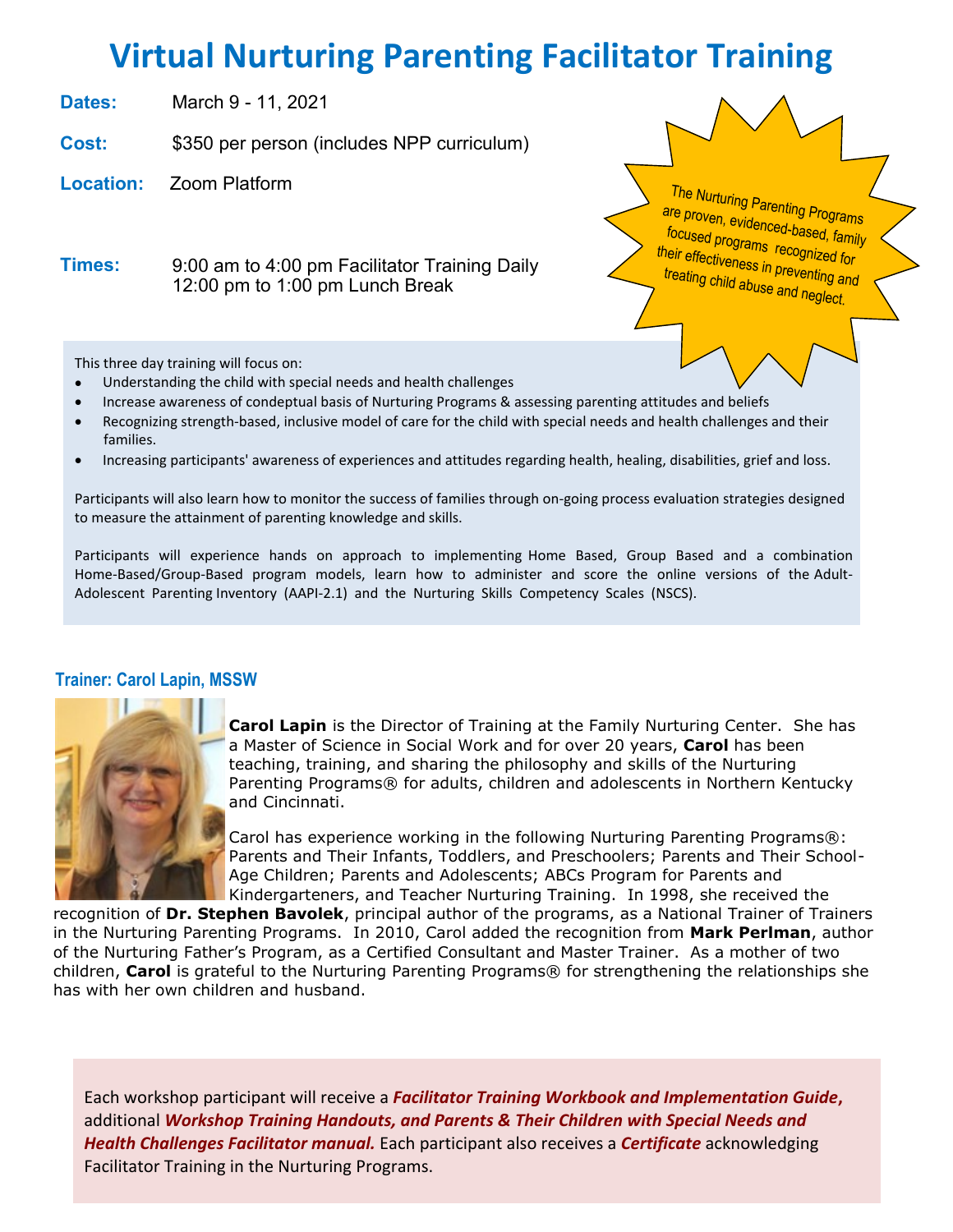# Virtual Nurturing Parenting Facilitator Training

**Dates:** March 9 - 11, 2021

**Cost:** $350 per person (includes NPP curriculum)

**Location:** Zoom Platform

**Times:** 9:00 am to 4:00 pm Facilitator Training Daily
12:00 pm to 1:00 pm Lunch Break

*The Nurturing Parenting Programs are proven, evidenced-based, family focused programs recognized for their effectiveness in preventing and treating child abuse and neglect.*

This three day training will focus on:

- Understanding the child with special needs and health challenges
- Increase awareness of condeptual basis of Nurturing Programs & assessing parenting attitudes and beliefs
- Recognizing strength-based, inclusive model of care for the child with special needs and health challenges and their families.
- Increasing participants' awareness of experiences and attitudes regarding health, healing, disabilities, grief and loss.

Participants will also learn how to monitor the success of families through on-going process evaluation strategies designed to measure the attainment of parenting knowledge and skills.

Participants will experience hands on approach to implementing Home Based, Group Based and a combination Home-Based/Group-Based program models, learn how to administer and score the online versions of the Adult-Adolescent Parenting Inventory (AAPI-2.1) and the Nurturing Skills Competency Scales (NSCS).

## Trainer: Carol Lapin, MSSW

**Carol Lapin** is the Director of Training at the Family Nurturing Center. She has a Master of Science in Social Work and for over 20 years, **Carol** has been teaching, training, and sharing the philosophy and skills of the Nurturing Parenting Programs® for adults, children and adolescents in Northern Kentucky and Cincinnati.

Carol has experience working in the following Nurturing Parenting Programs®: Parents and Their Infants, Toddlers, and Preschoolers; Parents and Their School-Age Children; Parents and Adolescents; ABCs Program for Parents and Kindergarteners, and Teacher Nurturing Training. In 1998, she received the recognition of **Dr. Stephen Bavolek**, principal author of the programs, as a National Trainer of Trainers in the Nurturing Parenting Programs. In 2010, Carol added the recognition from **Mark Perlman**, author of the Nurturing Father's Program, as a Certified Consultant and Master Trainer. As a mother of two children, **Carol** is grateful to the Nurturing Parenting Programs® for strengthening the relationships she has with her own children and husband.

Each workshop participant will receive a ***Facilitator Training Workbook and Implementation Guide***, additional ***Workshop Training Handouts, and Parents & Their Children with Special Needs and Health Challenges Facilitator manual.*** Each participant also receives a ***Certificate*** acknowledging Facilitator Training in the Nurturing Programs.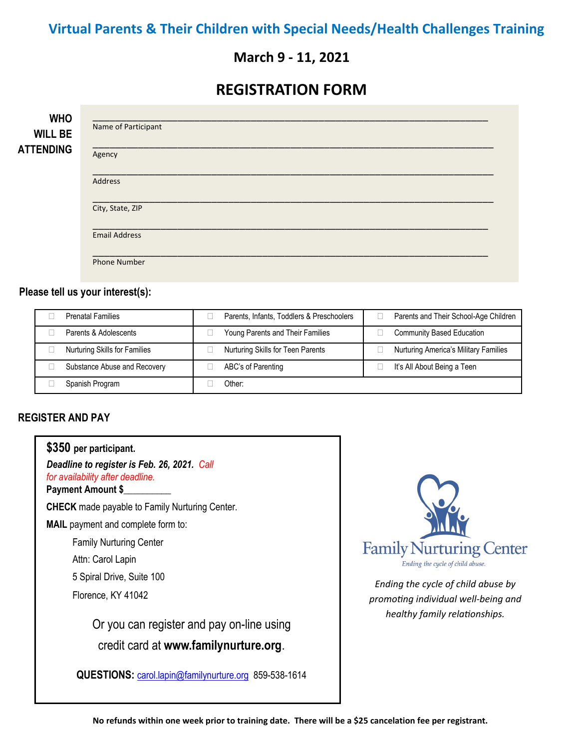# Virtual Parents & Their Children with Special Needs/Health Challenges Training

## March 9 - 11, 2021

## REGISTRATION FORM

**WHO WILL BE ATTENDING**

______________________________
Name of Participant

______________________________
Agency

______________________________
Address

______________________________
City, State, ZIP

______________________________
Email Address

______________________________
Phone Number

**Please tell us your interest(s):**

| | | |
|---|---|---|
| ☐ Prenatal Families | ☐ Parents, Infants, Toddlers & Preschoolers | ☐ Parents and Their School-Age Children |
| ☐ Parents & Adolescents | ☐ Young Parents and Their Families | ☐ Community Based Education |
| ☐ Nurturing Skills for Families | ☐ Nurturing Skills for Teen Parents | ☐ Nurturing America's Military Families |
| ☐ Substance Abuse and Recovery | ☐ ABC's of Parenting | ☐ It's All About Being a Teen |
| ☐ Spanish Program | ☐ Other: | |

**REGISTER AND PAY**

**$350 per participant.**

***Deadline to register is Feb. 26, 2021.*** *Call for availability after deadline.*

**Payment Amount $**__________

**CHECK** made payable to Family Nurturing Center.

**MAIL** payment and complete form to:

Family Nurturing Center
Attn: Carol Lapin
5 Spiral Drive, Suite 100
Florence, KY 41042

Or you can register and pay on-line using credit card at **www.familynurture.org**.

**QUESTIONS:** carol.lapin@familynurture.org 859-538-1614

Family Nurturing Center

*Ending the cycle of child abuse.*

*Ending the cycle of child abuse by promoting individual well-being and healthy family relationships.*

**No refunds within one week prior to training date. There will be a $25 cancelation fee per registrant.**